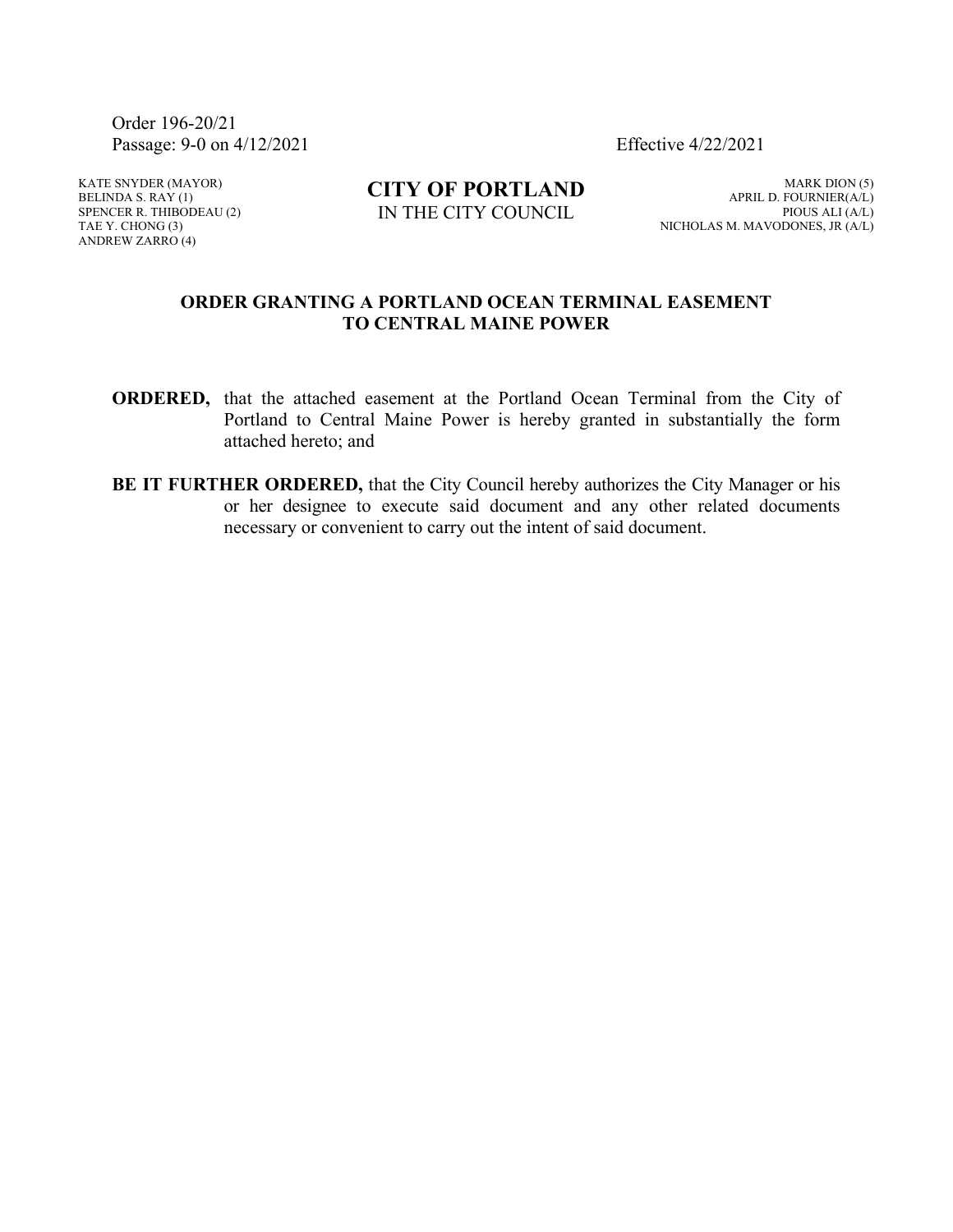Order 196-20/21
Passage: 9-0 on 4/12/2021 Effective 4/22/2021

KATE SNYDER (MAYOR)
BELINDA S. RAY (1)
SPENCER R. THIBODEAU (2)
TAE Y. CHONG (3)
ANDREW ZARRO (4)

**CITY OF PORTLAND**
IN THE CITY COUNCIL

MARK DION (5)
APRIL D. FOURNIER(A/L)
PIOUS ALI (A/L)
NICHOLAS M. MAVODONES, JR (A/L)

## ORDER GRANTING A PORTLAND OCEAN TERMINAL EASEMENT TO CENTRAL MAINE POWER

**ORDERED,** that the attached easement at the Portland Ocean Terminal from the City of Portland to Central Maine Power is hereby granted in substantially the form attached hereto; and

**BE IT FURTHER ORDERED,** that the City Council hereby authorizes the City Manager or his or her designee to execute said document and any other related documents necessary or convenient to carry out the intent of said document.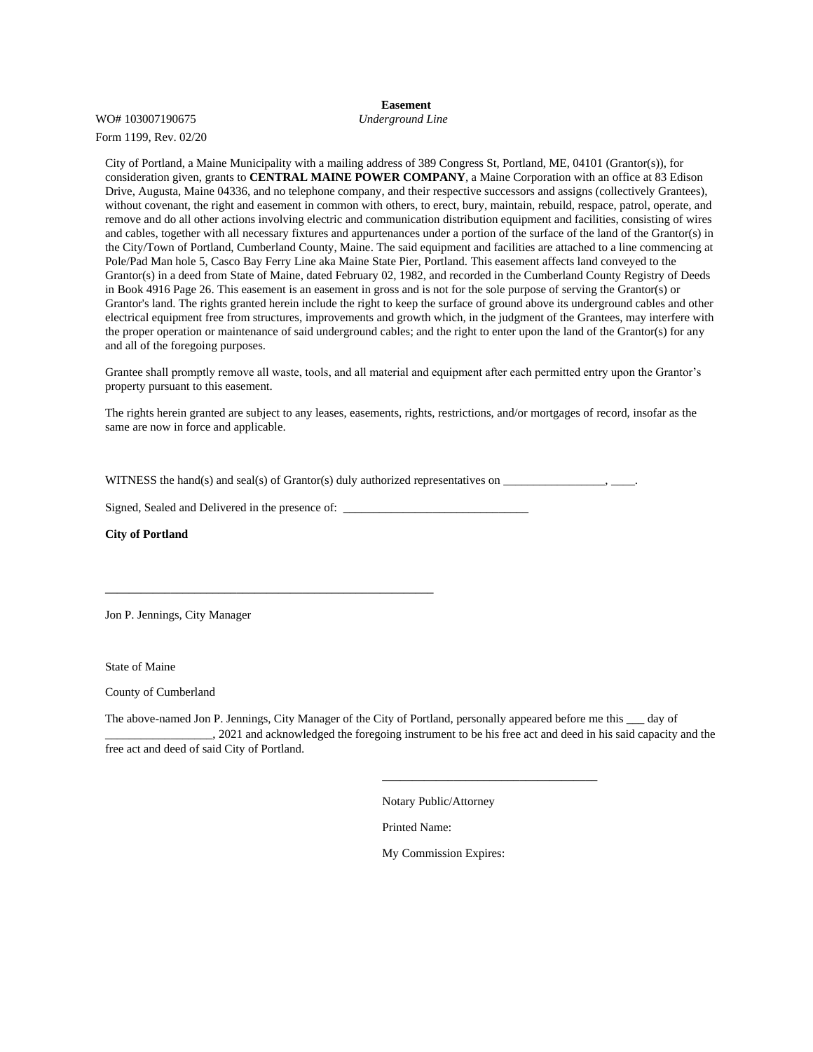**Easement**

WO# 103007190675 *Underground Line*

Form 1199, Rev. 02/20

City of Portland, a Maine Municipality with a mailing address of 389 Congress St, Portland, ME, 04101 (Grantor(s)), for consideration given, grants to **CENTRAL MAINE POWER COMPANY**, a Maine Corporation with an office at 83 Edison Drive, Augusta, Maine 04336, and no telephone company, and their respective successors and assigns (collectively Grantees), without covenant, the right and easement in common with others, to erect, bury, maintain, rebuild, respace, patrol, operate, and remove and do all other actions involving electric and communication distribution equipment and facilities, consisting of wires and cables, together with all necessary fixtures and appurtenances under a portion of the surface of the land of the Grantor(s) in the City/Town of Portland, Cumberland County, Maine. The said equipment and facilities are attached to a line commencing at Pole/Pad Man hole 5, Casco Bay Ferry Line aka Maine State Pier, Portland. This easement affects land conveyed to the Grantor(s) in a deed from State of Maine, dated February 02, 1982, and recorded in the Cumberland County Registry of Deeds in Book 4916 Page 26. This easement is an easement in gross and is not for the sole purpose of serving the Grantor(s) or Grantor's land. The rights granted herein include the right to keep the surface of ground above its underground cables and other electrical equipment free from structures, improvements and growth which, in the judgment of the Grantees, may interfere with the proper operation or maintenance of said underground cables; and the right to enter upon the land of the Grantor(s) for any and all of the foregoing purposes.

Grantee shall promptly remove all waste, tools, and all material and equipment after each permitted entry upon the Grantor's property pursuant to this easement.

The rights herein granted are subject to any leases, easements, rights, restrictions, and/or mortgages of record, insofar as the same are now in force and applicable.

WITNESS the hand(s) and seal(s) of Grantor(s) duly authorized representatives on ________________, ____.

Signed, Sealed and Delivered in the presence of: ______________________________

**City of Portland**

______________________________________________________

Jon P. Jennings, City Manager

State of Maine

County of Cumberland

The above-named Jon P. Jennings, City Manager of the City of Portland, personally appeared before me this ___ day of _________________, 2021 and acknowledged the foregoing instrument to be his free act and deed in his said capacity and the free act and deed of said City of Portland.

____________________________________

Notary Public/Attorney

Printed Name:

My Commission Expires: